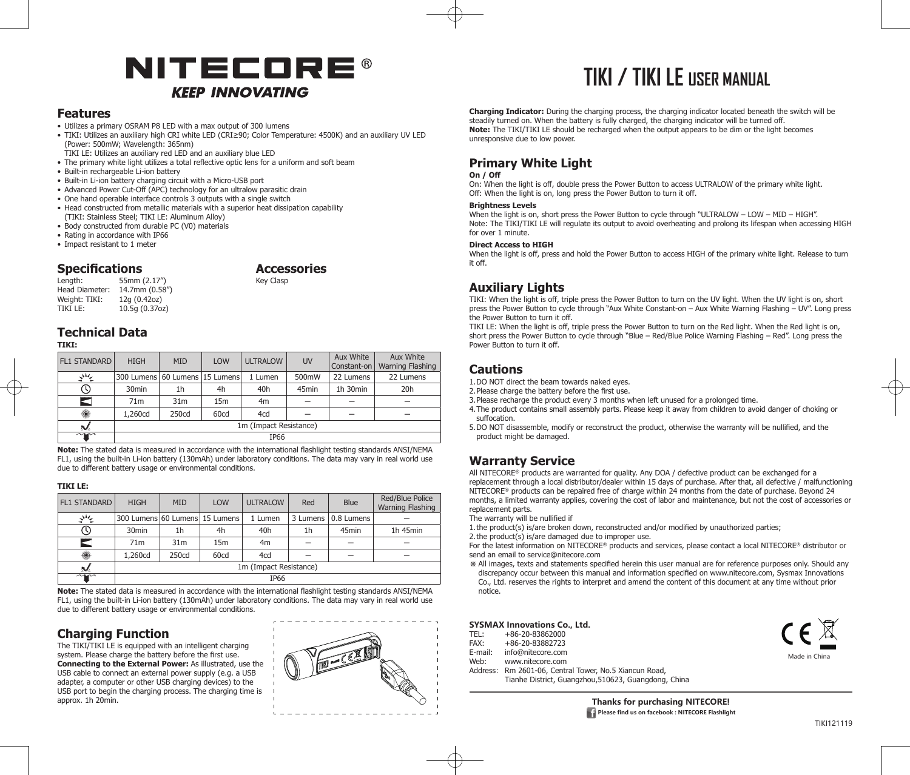# NITECORE®

**KEEP INNOVATING**

# TIKI / TIKI LE USER MANUAL

## Features

- Utilizes a primary OSRAM P8 LED with a max output of 300 lumens
- TIKI: Utilizes an auxiliary high CRI white LED (CRI≥90; Color Temperature: 4500K) and an auxiliary UV LED (Power: 500mW; Wavelength: 365nm)
  TIKI LE: Utilizes an auxiliary red LED and an auxiliary blue LED
- The primary white light utilizes a total reflective optic lens for a uniform and soft beam
- Built-in rechargeable Li-ion battery
- Built-in Li-ion battery charging circuit with a Micro-USB port
- Advanced Power Cut-Off (APC) technology for an ultralow parasitic drain
- One hand operable interface controls 3 outputs with a single switch
- Head constructed from metallic materials with a superior heat dissipation capability (TIKI: Stainless Steel; TIKI LE: Aluminum Alloy)
- Body constructed from durable PC (V0) materials
- Rating in accordance with IP66
- Impact resistant to 1 meter

## Specifications

Length: 55mm (2.17")
Head Diameter: 14.7mm (0.58")
Weight: TIKI: 12g (0.42oz)
TIKI LE: 10.5g (0.37oz)

## Accessories

Key Clasp

## Technical Data

**TIKI:**

| FL1 STANDARD | HIGH | MID | LOW | ULTRALOW | UV | Aux White Constant-on | Aux White Warning Flashing |
|---|---|---|---|---|---|---|---|
| Output | 300 Lumens | 60 Lumens | 15 Lumens | 1 Lumen | 500mW | 22 Lumens | 22 Lumens |
| Runtime | 30min | 1h | 4h | 40h | 45min | 1h 30min | 20h |
| Distance | 71m | 31m | 15m | 4m | — | — | — |
| Intensity | 1,260cd | 250cd | 60cd | 4cd | — | — | — |
| Impact Resistance | 1m (Impact Resistance) | | | | | | |
| Waterproof | IP66 | | | | | | |

**Note:** The stated data is measured in accordance with the international flashlight testing standards ANSI/NEMA FL1, using the built-in Li-ion battery (130mAh) under laboratory conditions. The data may vary in real world use due to different battery usage or environmental conditions.

**TIKI LE:**

| FL1 STANDARD | HIGH | MID | LOW | ULTRALOW | Red | Blue | Red/Blue Police Warning Flashing |
|---|---|---|---|---|---|---|---|
| Output | 300 Lumens | 60 Lumens | 15 Lumens | 1 Lumen | 3 Lumens | 0.8 Lumens | — |
| Runtime | 30min | 1h | 4h | 40h | 1h | 45min | 1h 45min |
| Distance | 71m | 31m | 15m | 4m | — | — | — |
| Intensity | 1,260cd | 250cd | 60cd | 4cd | — | — | — |
| Impact Resistance | 1m (Impact Resistance) | | | | | | |
| Waterproof | IP66 | | | | | | |

**Note:** The stated data is measured in accordance with the international flashlight testing standards ANSI/NEMA FL1, using the built-in Li-ion battery (130mAh) under laboratory conditions. The data may vary in real world use due to different battery usage or environmental conditions.

## Charging Function

The TIKI/TIKI LE is equipped with an intelligent charging system. Please charge the battery before the first use.

**Connecting to the External Power:** As illustrated, use the USB cable to connect an external power supply (e.g. a USB adapter, a computer or other USB charging devices) to the USB port to begin the charging process. The charging time is approx. 1h 20min.

**Charging Indicator:** During the charging process, the charging indicator located beneath the switch will be steadily turned on. When the battery is fully charged, the charging indicator will be turned off.

**Note:** The TIKI/TIKI LE should be recharged when the output appears to be dim or the light becomes unresponsive due to low power.

## Primary White Light

**On / Off**

On: When the light is off, double press the Power Button to access ULTRALOW of the primary white light.
Off: When the light is on, long press the Power Button to turn it off.

**Brightness Levels**

When the light is on, short press the Power Button to cycle through "ULTRALOW – LOW – MID – HIGH".
Note: The TIKI/TIKI LE will regulate its output to avoid overheating and prolong its lifespan when accessing HIGH for over 1 minute.

**Direct Access to HIGH**

When the light is off, press and hold the Power Button to access HIGH of the primary white light. Release to turn it off.

## Auxiliary Lights

TIKI: When the light is off, triple press the Power Button to turn on the UV light. When the UV light is on, short press the Power Button to cycle through "Aux White Constant-on – Aux White Warning Flashing – UV". Long press the Power Button to turn it off.

TIKI LE: When the light is off, triple press the Power Button to turn on the Red light. When the Red light is on, short press the Power Button to cycle through "Blue – Red/Blue Police Warning Flashing – Red". Long press the Power Button to turn it off.

## Cautions

1. DO NOT direct the beam towards naked eyes.
2. Please charge the battery before the first use.
3. Please recharge the product every 3 months when left unused for a prolonged time.
4. The product contains small assembly parts. Please keep it away from children to avoid danger of choking or suffocation.
5. DO NOT disassemble, modify or reconstruct the product, otherwise the warranty will be nullified, and the product might be damaged.

## Warranty Service

All NITECORE® products are warranted for quality. Any DOA / defective product can be exchanged for a replacement through a local distributor/dealer within 15 days of purchase. After that, all defective / malfunctioning NITECORE® products can be repaired free of charge within 24 months from the date of purchase. Beyond 24 months, a limited warranty applies, covering the cost of labor and maintenance, but not the cost of accessories or replacement parts.

The warranty will be nullified if

1. the product(s) is/are broken down, reconstructed and/or modified by unauthorized parties;
2. the product(s) is/are damaged due to improper use.

For the latest information on NITECORE® products and services, please contact a local NITECORE® distributor or send an email to service@nitecore.com

※ All images, texts and statements specified herein this user manual are for reference purposes only. Should any discrepancy occur between this manual and information specified on www.nitecore.com, Sysmax Innovations Co., Ltd. reserves the rights to interpret and amend the content of this document at any time without prior notice.

**SYSMAX Innovations Co., Ltd.**

TEL: +86-20-83862000
FAX: +86-20-83882723
E-mail: info@nitecore.com
Web: www.nitecore.com
Address: Rm 2601-06, Central Tower, No.5 Xiancun Road, Tianhe District, Guangzhou,510623, Guangdong, China

Made in China

**Thanks for purchasing NITECORE!**

**Please find us on facebook : NITECORE Flashlight**

TIKI121119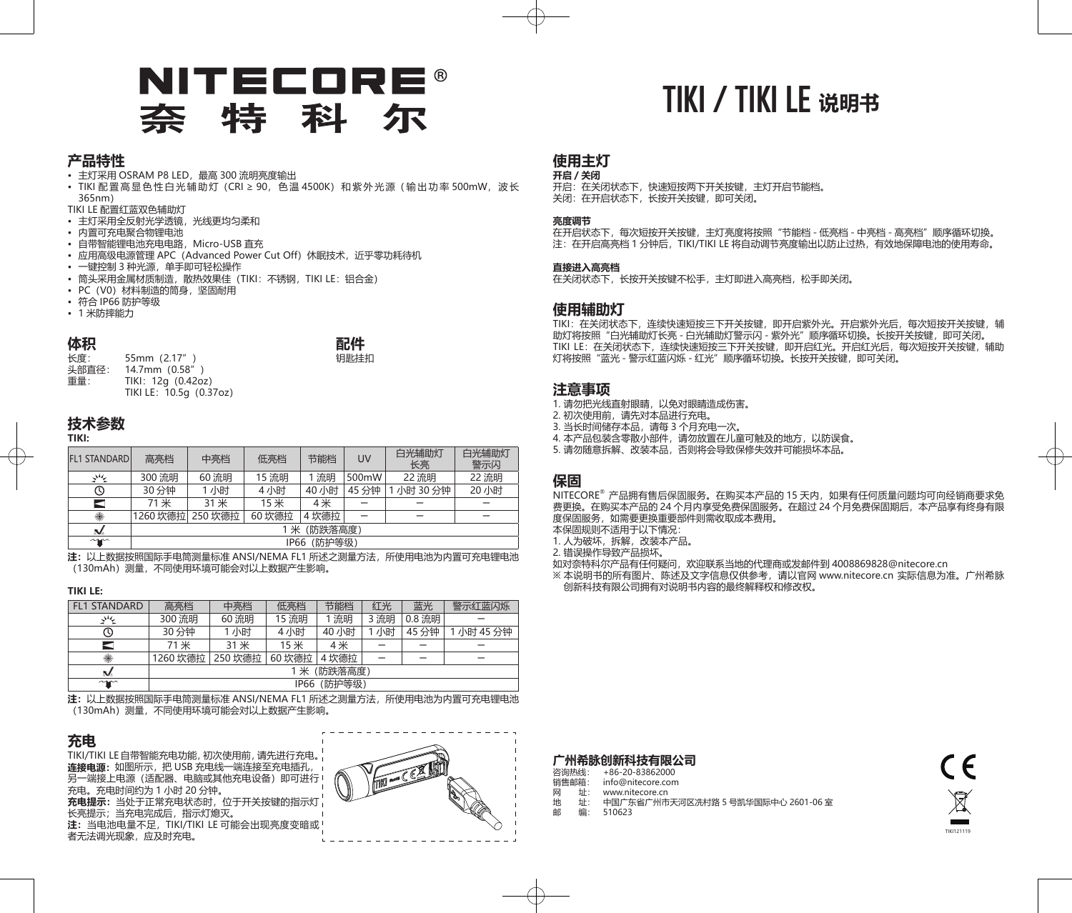# NITECORE®
# 奈 特 科 尔

# TIKI / TIKI LE 说明书

## 产品特性

- 主灯采用 OSRAM P8 LED，最高 300 流明亮度输出
- TIKI 配置高显色性白光辅助灯（CRI ≥ 90，色温 4500K）和紫外光源（输出功率 500mW，波长 365nm）

TIKI LE 配置红蓝双色辅助灯

- 主灯采用全反射光学透镜，光线更均匀柔和
- 内置可充电聚合物锂电池
- 自带智能锂电池充电电路，Micro-USB 直充
- 应用高级电源管理 APC（Advanced Power Cut Off）休眠技术，近乎零功耗待机
- 一键控制 3 种光源，单手即可轻松操作
- 筒头采用金属材质制造，散热效果佳（TIKI：不锈钢，TIKI LE：铝合金）
- PC（V0）材料制造的筒身，坚固耐用
- 符合 IP66 防护等级
- 1 米防摔能力

## 体积

长度：55mm（2.17”）
头部直径：14.7mm（0.58”）
重量：TIKI：12g（0.42oz）
TIKI LE：10.5g（0.37oz）

## 配件

钥匙挂扣

## 技术参数

**TIKI:**

| FL1 STANDARD | 高亮档 | 中亮档 | 低亮档 | 节能档 | UV | 白光辅助灯长亮 | 白光辅助灯警示闪 |
|---|---|---|---|---|---|---|---|
| 亮度 | 300 流明 | 60 流明 | 15 流明 | 1 流明 | 500mW | 22 流明 | 22 流明 |
| 续航 | 30 分钟 | 1 小时 | 4 小时 | 40 小时 | 45 分钟 | 1 小时 30 分钟 | 20 小时 |
| 射程 | 71 米 | 31 米 | 15 米 | 4 米 | — | — | — |
| 光强 | 1260 坎德拉 | 250 坎德拉 | 60 坎德拉 | 4 坎德拉 | — | — | — |
| 防摔 | 1 米（防跌落高度） | | | | | | |
| 防水 | IP66（防护等级） | | | | | | |

**注：**以上数据按照国际手电筒测量标准 ANSI/NEMA FL1 所述之测量方法，所使用电池为内置可充电锂电池（130mAh）测量，不同使用环境可能会对以上数据产生影响。

**TIKI LE:**

| FL1 STANDARD | 高亮档 | 中亮档 | 低亮档 | 节能档 | 红光 | 蓝光 | 警示红蓝闪烁 |
|---|---|---|---|---|---|---|---|
| 亮度 | 300 流明 | 60 流明 | 15 流明 | 1 流明 | 3 流明 | 0.8 流明 | — |
| 续航 | 30 分钟 | 1 小时 | 4 小时 | 40 小时 | 1 小时 | 45 分钟 | 1 小时 45 分钟 |
| 射程 | 71 米 | 31 米 | 15 米 | 4 米 | — | — | — |
| 光强 | 1260 坎德拉 | 250 坎德拉 | 60 坎德拉 | 4 坎德拉 | — | — | — |
| 防摔 | 1 米（防跌落高度） | | | | | | |
| 防水 | IP66（防护等级） | | | | | | |

**注：**以上数据按照国际手电筒测量标准 ANSI/NEMA FL1 所述之测量方法，所使用电池为内置可充电锂电池（130mAh）测量，不同使用环境可能会对以上数据产生影响。

## 充电

TIKI/TIKI LE 自带智能充电功能，初次使用前，请先进行充电。
**连接电源：**如图所示，把 USB 充电线一端连接至充电插孔，另一端接上电源（适配器、电脑或其他充电设备）即可进行充电。充电时间约为 1 小时 20 分钟。
**充电提示：**当处于正常充电状态时，位于开关按键的指示灯长亮提示；当充电完成后，指示灯熄灭。
**注：**当电池电量不足，TIKI/TIKI LE 可能会出现亮度变暗或者无法调光现象，应及时充电。

## 使用主灯

**开启 / 关闭**

开启：在关闭状态下，快速短按两下开关按键，主灯开启节能档。
关闭：在开启状态下，长按开关按键，即可关闭。

**亮度调节**

在开启状态下，每次短按开关按键，主灯亮度将按照“节能档 - 低亮档 - 中亮档 - 高亮档”顺序循环切换。
注：在开启高亮档 1 分钟后，TIKI/TIKI LE 将自动调节亮度输出以防止过热，有效地保障电池的使用寿命。

**直接进入高亮档**

在关闭状态下，长按开关按键不松手，主灯即进入高亮档，松手即关闭。

## 使用辅助灯

TIKI：在关闭状态下，连续快速短按三下开关按键，即开启紫外光。开启紫外光后，每次短按开关按键，辅助灯将按照“白光辅助灯长亮 - 白光辅助灯警示闪 - 紫外光”顺序循环切换。长按开关按键，即可关闭。
TIKI LE：在关闭状态下，连续快速短按三下开关按键，即开启红光。开启红光后，每次短按开关按键，辅助灯将按照“蓝光 - 警示红蓝闪烁 - 红光”顺序循环切换。长按开关按键，即可关闭。

## 注意事项

1. 请勿把光线直射眼睛，以免对眼睛造成伤害。
2. 初次使用前，请先对本品进行充电。
3. 当长时间储存本品，请每 3 个月充电一次。
4. 本产品包装含零散小部件，请勿放置在儿童可触及的地方，以防误食。
5. 请勿随意拆解、改装本产品，否则将会导致保修失效并可能损坏本品。

## 保固

NITECORE® 产品拥有售后保固服务。在购买本产品的 15 天内，如果有任何质量问题均可向经销商要求免费更换。在购买本产品的 24 个月内享受免费保固服务。在超过 24 个月免费保固期后，本产品享有终身有限度保固服务，如需要更换重要部件则需收取成本费用。
本保固规则不适用于以下情况：
1. 人为破坏，拆解，改装本产品。
2. 错误操作导致产品损坏。

如对奈特科尔产品有任何疑问，欢迎联系当地的代理商或发邮件到 4008869828@nitecore.cn
※ 本说明书的所有图片、陈述及文字信息仅供参考，请以官网 www.nitecore.cn 实际信息为准。广州希脉创新科技有限公司拥有对说明书内容的最终解释权和修改权。

**广州希脉创新科技有限公司**

咨询热线：+86-20-83862000
销售邮箱：info@nitecore.com
网　　址：www.nitecore.cn
地　　址：中国广东省广州市天河区冼村路 5 号凯华国际中心 2601-06 室
邮　　编：510623

TIKI121119